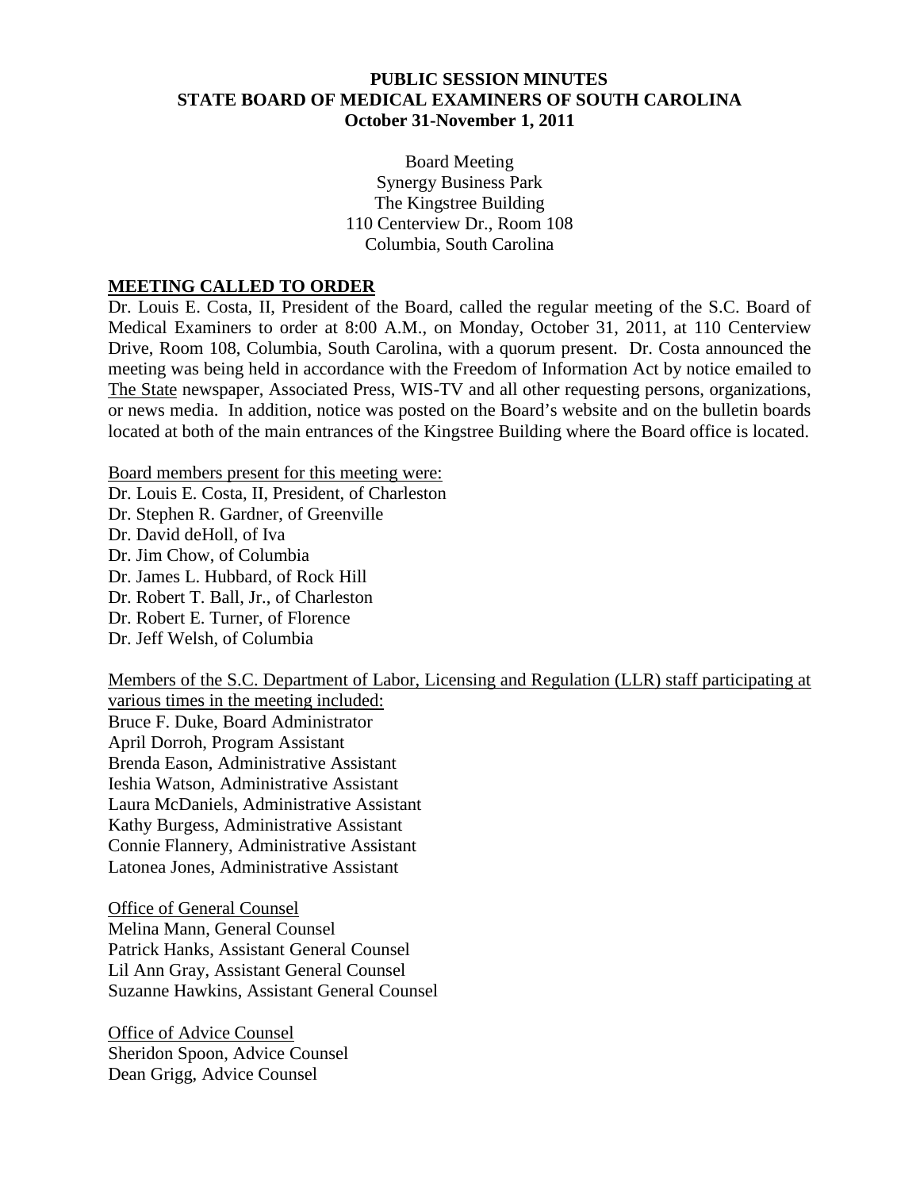**PUBLIC SESSION MINUTES**
**STATE BOARD OF MEDICAL EXAMINERS OF SOUTH CAROLINA**
**October 31-November 1, 2011**

Board Meeting
Synergy Business Park
The Kingstree Building
110 Centerview Dr., Room 108
Columbia, South Carolina

## MEETING CALLED TO ORDER

Dr. Louis E. Costa, II, President of the Board, called the regular meeting of the S.C. Board of Medical Examiners to order at 8:00 A.M., on Monday, October 31, 2011, at 110 Centerview Drive, Room 108, Columbia, South Carolina, with a quorum present. Dr. Costa announced the meeting was being held in accordance with the Freedom of Information Act by notice emailed to The State newspaper, Associated Press, WIS-TV and all other requesting persons, organizations, or news media. In addition, notice was posted on the Board's website and on the bulletin boards located at both of the main entrances of the Kingstree Building where the Board office is located.

Board members present for this meeting were:
Dr. Louis E. Costa, II, President, of Charleston
Dr. Stephen R. Gardner, of Greenville
Dr. David deHoll, of Iva
Dr. Jim Chow, of Columbia
Dr. James L. Hubbard, of Rock Hill
Dr. Robert T. Ball, Jr., of Charleston
Dr. Robert E. Turner, of Florence
Dr. Jeff Welsh, of Columbia

Members of the S.C. Department of Labor, Licensing and Regulation (LLR) staff participating at various times in the meeting included:
Bruce F. Duke, Board Administrator
April Dorroh, Program Assistant
Brenda Eason, Administrative Assistant
Ieshia Watson, Administrative Assistant
Laura McDaniels, Administrative Assistant
Kathy Burgess, Administrative Assistant
Connie Flannery, Administrative Assistant
Latonea Jones, Administrative Assistant

Office of General Counsel
Melina Mann, General Counsel
Patrick Hanks, Assistant General Counsel
Lil Ann Gray, Assistant General Counsel
Suzanne Hawkins, Assistant General Counsel

Office of Advice Counsel
Sheridon Spoon, Advice Counsel
Dean Grigg, Advice Counsel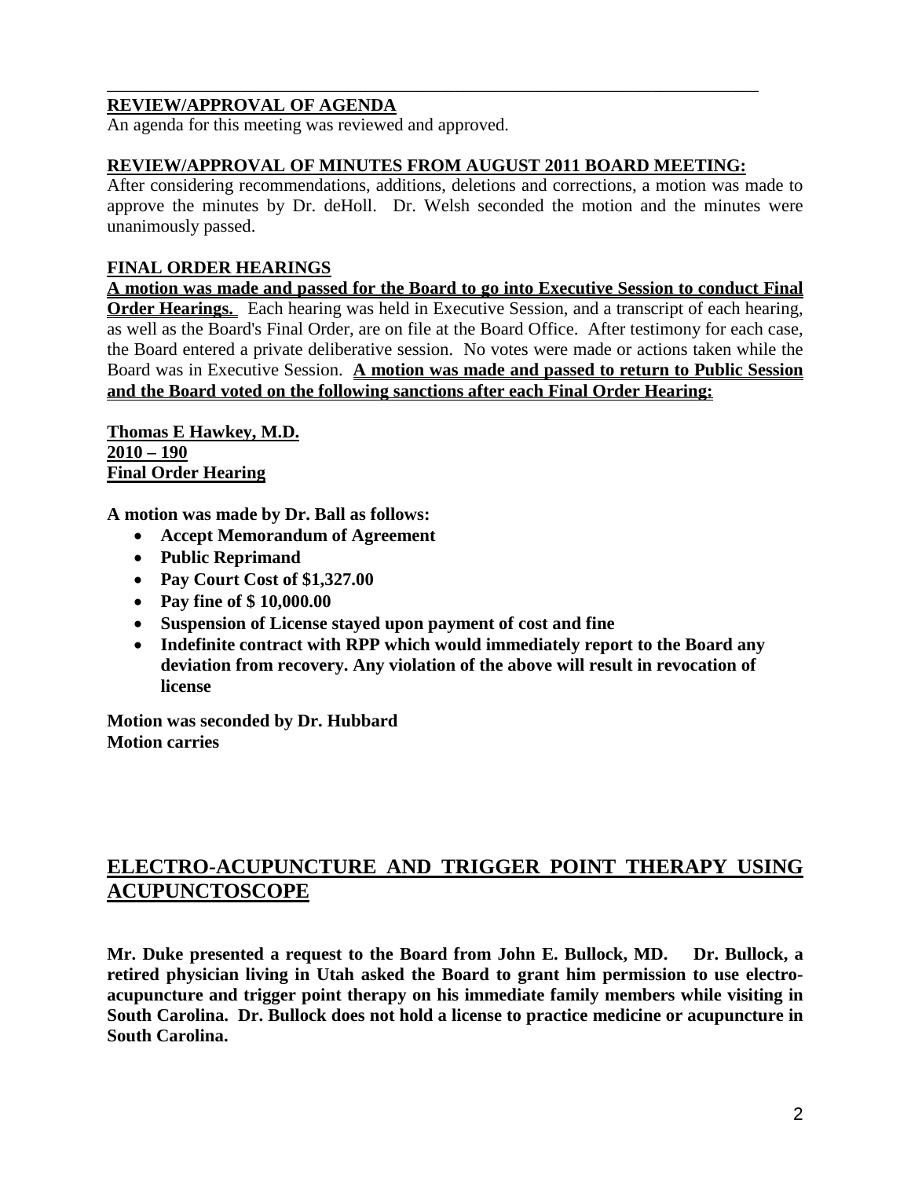## REVIEW/APPROVAL OF AGENDA

An agenda for this meeting was reviewed and approved.

## REVIEW/APPROVAL OF MINUTES FROM AUGUST 2011 BOARD MEETING:

After considering recommendations, additions, deletions and corrections, a motion was made to approve the minutes by Dr. deHoll. Dr. Welsh seconded the motion and the minutes were unanimously passed.

## FINAL ORDER HEARINGS

**A motion was made and passed for the Board to go into Executive Session to conduct Final Order Hearings.** Each hearing was held in Executive Session, and a transcript of each hearing, as well as the Board's Final Order, are on file at the Board Office. After testimony for each case, the Board entered a private deliberative session. No votes were made or actions taken while the Board was in Executive Session. **A motion was made and passed to return to Public Session and the Board voted on the following sanctions after each Final Order Hearing:**

**Thomas E Hawkey, M.D.**
**2010 – 190**
**Final Order Hearing**

**A motion was made by Dr. Ball as follows:**

- **Accept Memorandum of Agreement**
- **Public Reprimand**
- **Pay Court Cost of $1,327.00**
- **Pay fine of $ 10,000.00**
- **Suspension of License stayed upon payment of cost and fine**
- **Indefinite contract with RPP which would immediately report to the Board any deviation from recovery. Any violation of the above will result in revocation of license**

**Motion was seconded by Dr. Hubbard**
**Motion carries**

## ELECTRO-ACUPUNCTURE AND TRIGGER POINT THERAPY USING ACUPUNCTOSCOPE

**Mr. Duke presented a request to the Board from John E. Bullock, MD. Dr. Bullock, a retired physician living in Utah asked the Board to grant him permission to use electro-acupuncture and trigger point therapy on his immediate family members while visiting in South Carolina. Dr. Bullock does not hold a license to practice medicine or acupuncture in South Carolina.**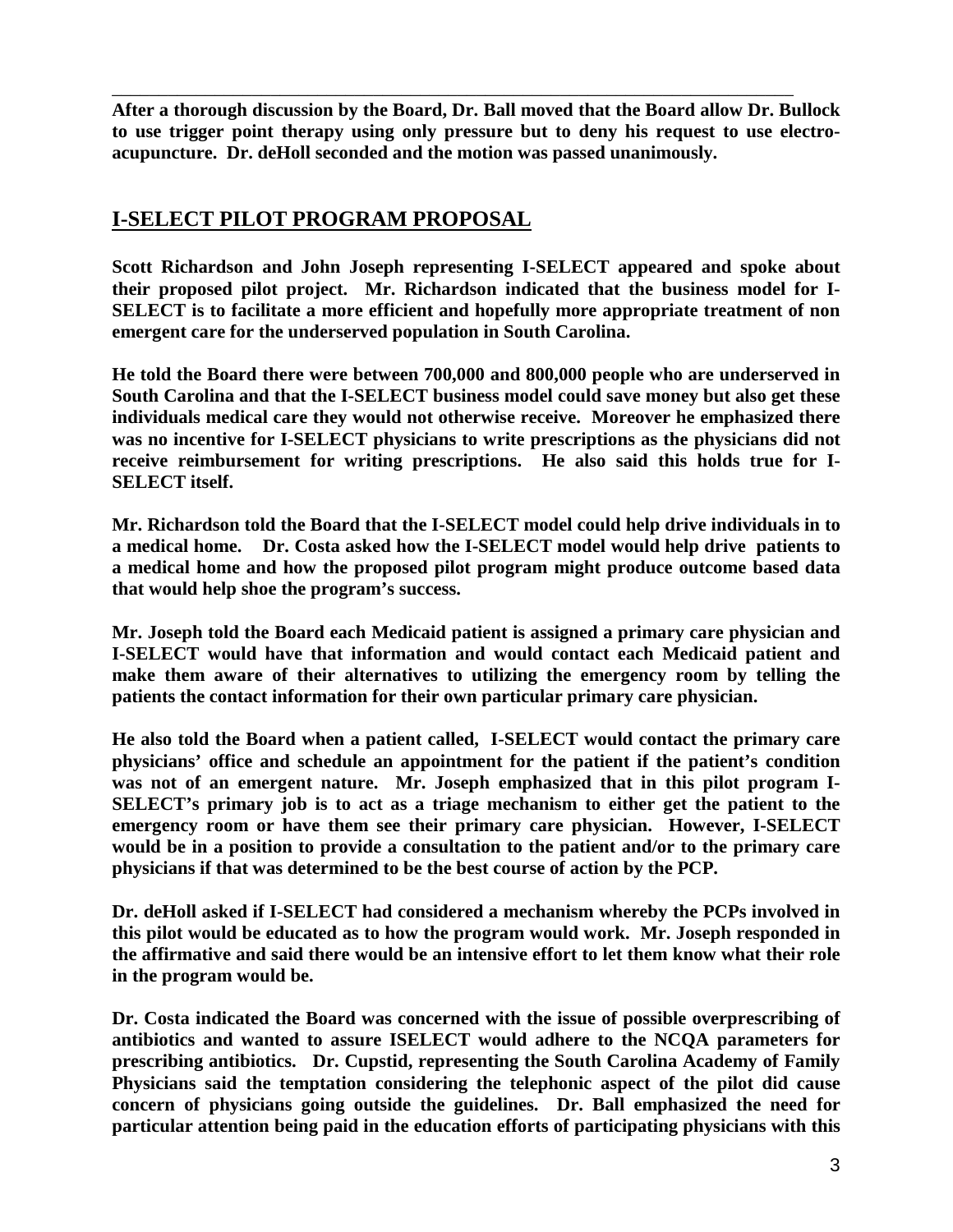**After a thorough discussion by the Board, Dr. Ball moved that the Board allow Dr. Bullock to use trigger point therapy using only pressure but to deny his request to use electro-acupuncture. Dr. deHoll seconded and the motion was passed unanimously.**

## I-SELECT PILOT PROGRAM PROPOSAL

**Scott Richardson and John Joseph representing I-SELECT appeared and spoke about their proposed pilot project. Mr. Richardson indicated that the business model for I-SELECT is to facilitate a more efficient and hopefully more appropriate treatment of non emergent care for the underserved population in South Carolina.**

**He told the Board there were between 700,000 and 800,000 people who are underserved in South Carolina and that the I-SELECT business model could save money but also get these individuals medical care they would not otherwise receive. Moreover he emphasized there was no incentive for I-SELECT physicians to write prescriptions as the physicians did not receive reimbursement for writing prescriptions. He also said this holds true for I-SELECT itself.**

**Mr. Richardson told the Board that the I-SELECT model could help drive individuals in to a medical home. Dr. Costa asked how the I-SELECT model would help drive patients to a medical home and how the proposed pilot program might produce outcome based data that would help shoe the program's success.**

**Mr. Joseph told the Board each Medicaid patient is assigned a primary care physician and I-SELECT would have that information and would contact each Medicaid patient and make them aware of their alternatives to utilizing the emergency room by telling the patients the contact information for their own particular primary care physician.**

**He also told the Board when a patient called, I-SELECT would contact the primary care physicians' office and schedule an appointment for the patient if the patient's condition was not of an emergent nature. Mr. Joseph emphasized that in this pilot program I-SELECT's primary job is to act as a triage mechanism to either get the patient to the emergency room or have them see their primary care physician. However, I-SELECT would be in a position to provide a consultation to the patient and/or to the primary care physicians if that was determined to be the best course of action by the PCP.**

**Dr. deHoll asked if I-SELECT had considered a mechanism whereby the PCPs involved in this pilot would be educated as to how the program would work. Mr. Joseph responded in the affirmative and said there would be an intensive effort to let them know what their role in the program would be.**

**Dr. Costa indicated the Board was concerned with the issue of possible overprescribing of antibiotics and wanted to assure ISELECT would adhere to the NCQA parameters for prescribing antibiotics. Dr. Cupstid, representing the South Carolina Academy of Family Physicians said the temptation considering the telephonic aspect of the pilot did cause concern of physicians going outside the guidelines. Dr. Ball emphasized the need for particular attention being paid in the education efforts of participating physicians with this**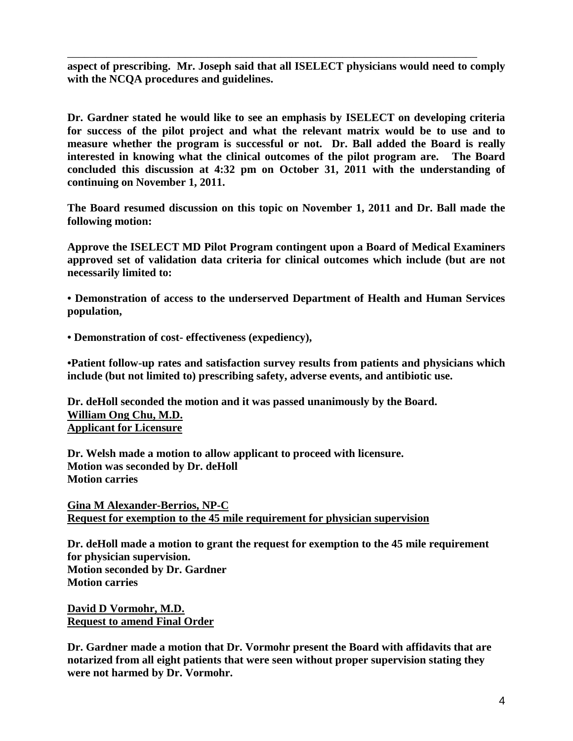**aspect of prescribing. Mr. Joseph said that all ISELECT physicians would need to comply with the NCQA procedures and guidelines.**

**Dr. Gardner stated he would like to see an emphasis by ISELECT on developing criteria for success of the pilot project and what the relevant matrix would be to use and to measure whether the program is successful or not. Dr. Ball added the Board is really interested in knowing what the clinical outcomes of the pilot program are. The Board concluded this discussion at 4:32 pm on October 31, 2011 with the understanding of continuing on November 1, 2011.**

**The Board resumed discussion on this topic on November 1, 2011 and Dr. Ball made the following motion:**

**Approve the ISELECT MD Pilot Program contingent upon a Board of Medical Examiners approved set of validation data criteria for clinical outcomes which include (but are not necessarily limited to:**

**• Demonstration of access to the underserved Department of Health and Human Services population,**

**• Demonstration of cost- effectiveness (expediency),**

**•Patient follow-up rates and satisfaction survey results from patients and physicians which include (but not limited to) prescribing safety, adverse events, and antibiotic use.**

**Dr. deHoll seconded the motion and it was passed unanimously by the Board.**

**<u>William Ong Chu, M.D.</u>**
**<u>Applicant for Licensure</u>**

**Dr. Welsh made a motion to allow applicant to proceed with licensure.**
**Motion was seconded by Dr. deHoll**
**Motion carries**

**<u>Gina M Alexander-Berrios, NP-C</u>**
**<u>Request for exemption to the 45 mile requirement for physician supervision</u>**

**Dr. deHoll made a motion to grant the request for exemption to the 45 mile requirement for physician supervision.**
**Motion seconded by Dr. Gardner**
**Motion carries**

**<u>David D Vormohr, M.D.</u>**
**<u>Request to amend Final Order</u>**

**Dr. Gardner made a motion that Dr. Vormohr present the Board with affidavits that are notarized from all eight patients that were seen without proper supervision stating they were not harmed by Dr. Vormohr.**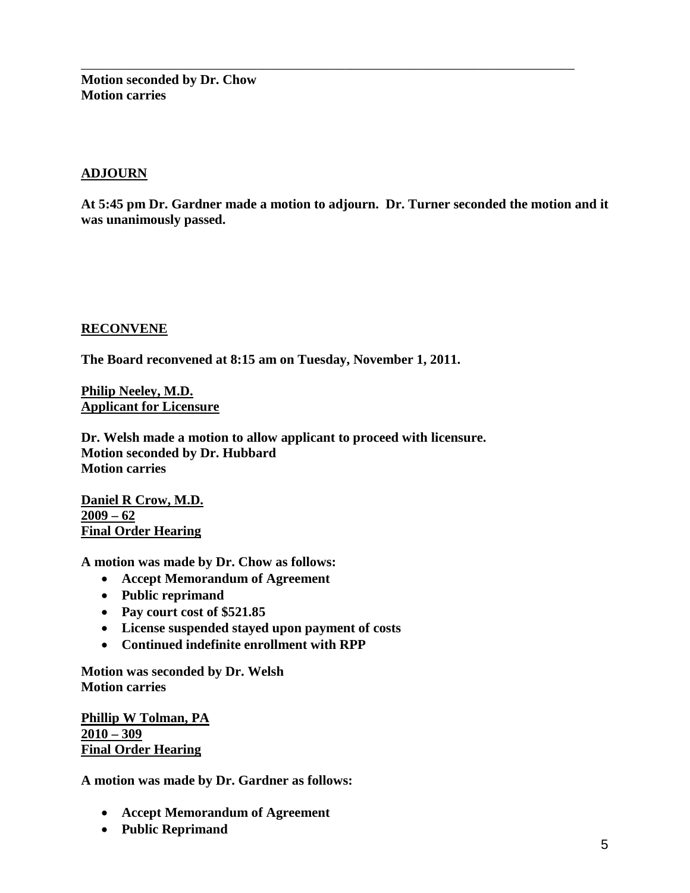---

**Motion seconded by Dr. Chow**
**Motion carries**

**ADJOURN**

**At 5:45 pm Dr. Gardner made a motion to adjourn. Dr. Turner seconded the motion and it was unanimously passed.**

**RECONVENE**

**The Board reconvened at 8:15 am on Tuesday, November 1, 2011.**

**Philip Neeley, M.D.**
**Applicant for Licensure**

**Dr. Welsh made a motion to allow applicant to proceed with licensure.**
**Motion seconded by Dr. Hubbard**
**Motion carries**

**Daniel R Crow, M.D.**
**2009 – 62**
**Final Order Hearing**

**A motion was made by Dr. Chow as follows:**

- **Accept Memorandum of Agreement**
- **Public reprimand**
- **Pay court cost of $521.85**
- **License suspended stayed upon payment of costs**
- **Continued indefinite enrollment with RPP**

**Motion was seconded by Dr. Welsh**
**Motion carries**

**Phillip W Tolman, PA**
**2010 – 309**
**Final Order Hearing**

**A motion was made by Dr. Gardner as follows:**

- **Accept Memorandum of Agreement**
- **Public Reprimand**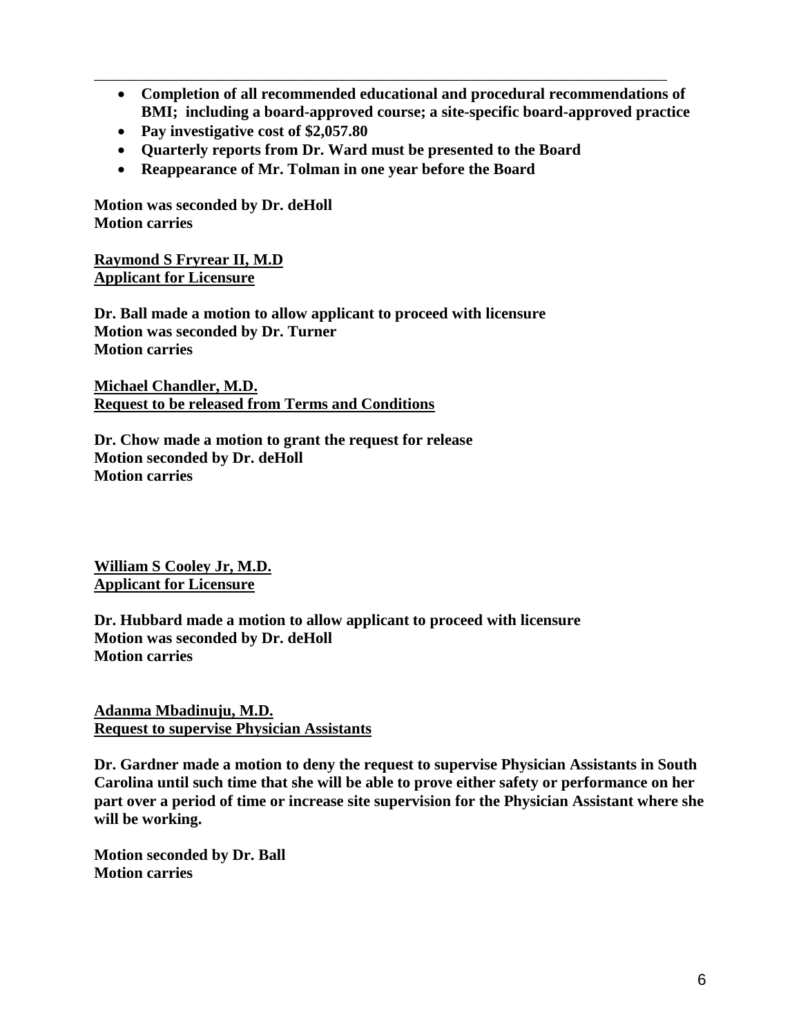- **Completion of all recommended educational and procedural recommendations of BMI;  including a board-approved course; a site-specific board-approved practice**
- **Pay investigative cost of $2,057.80**
- **Quarterly reports from Dr. Ward must be presented to the Board**
- **Reappearance of Mr. Tolman in one year before the Board**

**Motion was seconded by Dr. deHoll**
**Motion carries**

**Raymond S Fryrear II, M.D**
**Applicant for Licensure**

**Dr. Ball made a motion to allow applicant to proceed with licensure**
**Motion was seconded by Dr. Turner**
**Motion carries**

**Michael Chandler, M.D.**
**Request to be released from Terms and Conditions**

**Dr. Chow made a motion to grant the request for release**
**Motion seconded by Dr. deHoll**
**Motion carries**

**William S Cooley Jr, M.D.**
**Applicant for Licensure**

**Dr. Hubbard made a motion to allow applicant to proceed with licensure**
**Motion was seconded by Dr. deHoll**
**Motion carries**

**Adanma Mbadinuju, M.D.**
**Request to supervise Physician Assistants**

**Dr. Gardner made a motion to deny the request to supervise Physician Assistants in South Carolina until such time that she will be able to prove either safety or performance on her part over a period of time or increase site supervision for the Physician Assistant where she will be working.**

**Motion seconded by Dr. Ball**
**Motion carries**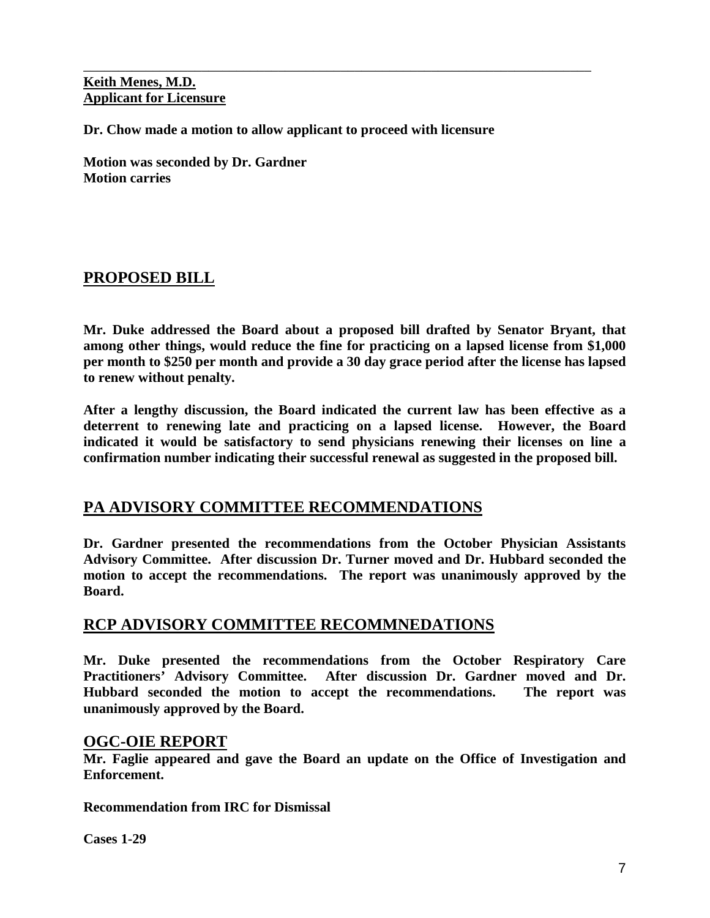---

**Keith Menes, M.D.**
**Applicant for Licensure**

**Dr. Chow made a motion to allow applicant to proceed with licensure**

**Motion was seconded by Dr. Gardner**
**Motion carries**

## PROPOSED BILL

**Mr. Duke addressed the Board about a proposed bill drafted by Senator Bryant, that among other things, would reduce the fine for practicing on a lapsed license from $1,000 per month to $250 per month and provide a 30 day grace period after the license has lapsed to renew without penalty.**

**After a lengthy discussion, the Board indicated the current law has been effective as a deterrent to renewing late and practicing on a lapsed license. However, the Board indicated it would be satisfactory to send physicians renewing their licenses on line a confirmation number indicating their successful renewal as suggested in the proposed bill.**

## PA ADVISORY COMMITTEE RECOMMENDATIONS

**Dr. Gardner presented the recommendations from the October Physician Assistants Advisory Committee. After discussion Dr. Turner moved and Dr. Hubbard seconded the motion to accept the recommendations. The report was unanimously approved by the Board.**

## RCP ADVISORY COMMITTEE RECOMMNEDATIONS

**Mr. Duke presented the recommendations from the October Respiratory Care Practitioners' Advisory Committee. After discussion Dr. Gardner moved and Dr. Hubbard seconded the motion to accept the recommendations. The report was unanimously approved by the Board.**

## OGC-OIE REPORT

**Mr. Faglie appeared and gave the Board an update on the Office of Investigation and Enforcement.**

**Recommendation from IRC for Dismissal**

**Cases 1-29**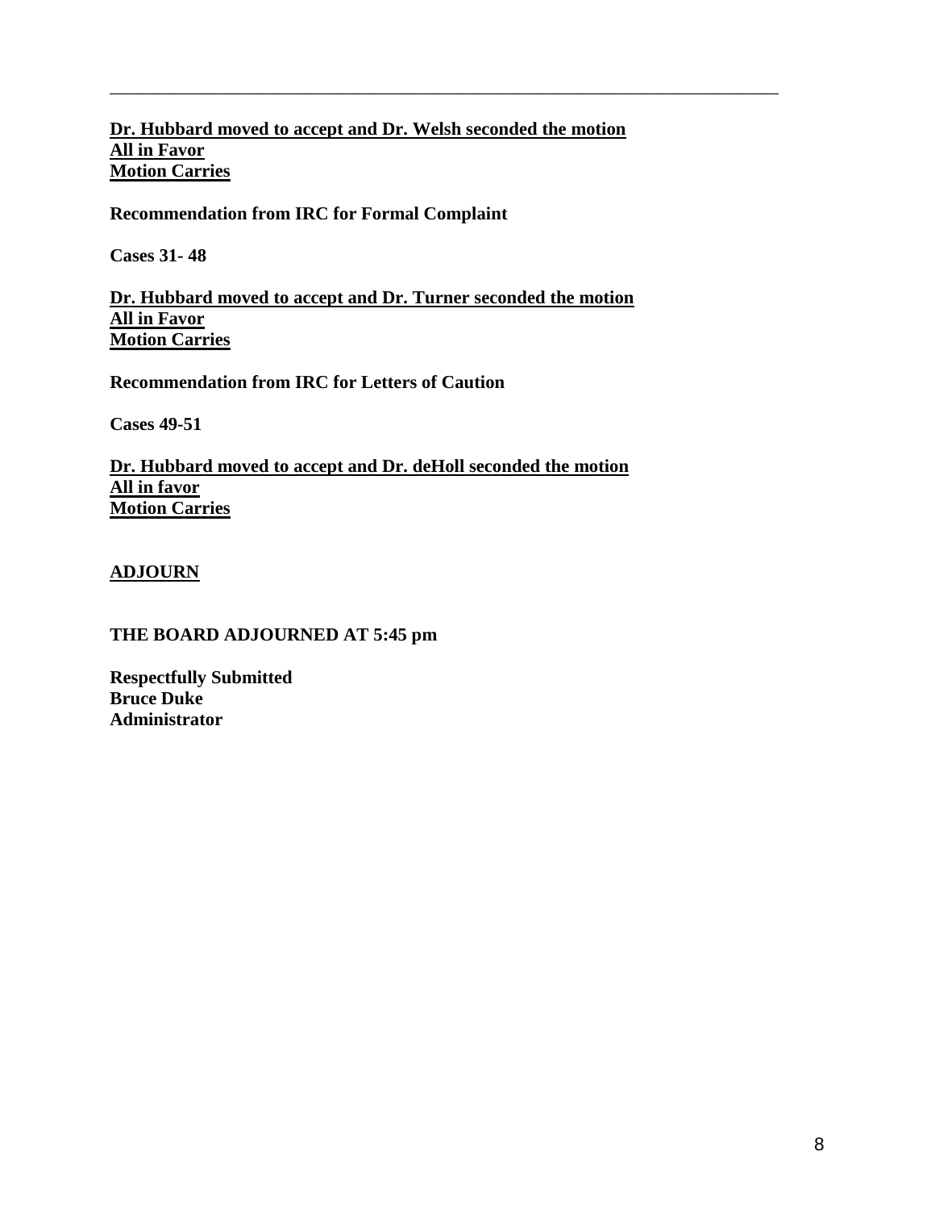---

**Dr. Hubbard moved to accept and Dr. Welsh seconded the motion**
**All in Favor**
**Motion Carries**

**Recommendation from IRC for Formal Complaint**

**Cases 31- 48**

**Dr. Hubbard moved to accept and Dr. Turner seconded the motion**
**All in Favor**
**Motion Carries**

**Recommendation from IRC for Letters of Caution**

**Cases 49-51**

**Dr. Hubbard moved to accept and Dr. deHoll seconded the motion**
**All in favor**
**Motion Carries**

**ADJOURN**

**THE BOARD ADJOURNED AT 5:45 pm**

**Respectfully Submitted**
**Bruce Duke**
**Administrator**